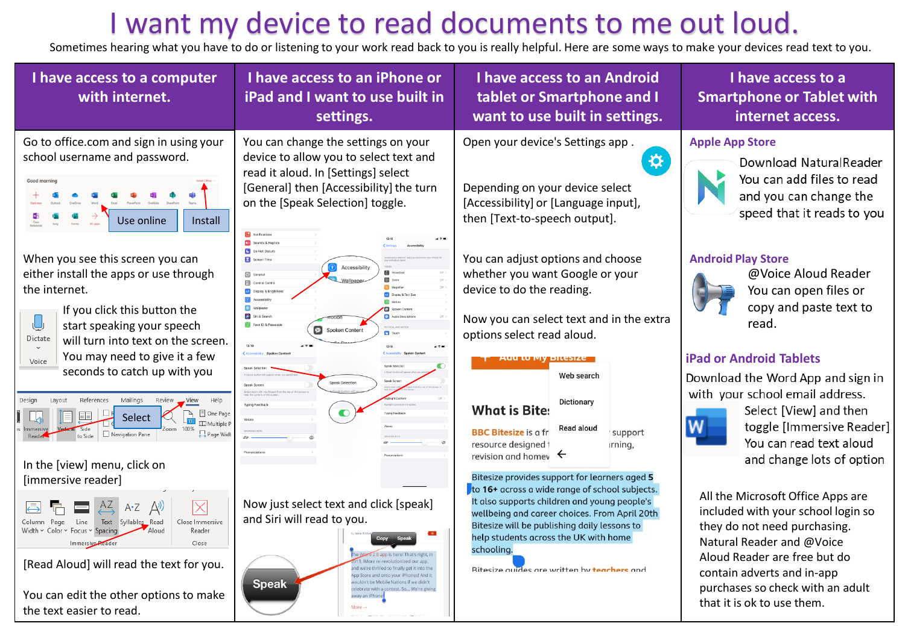# I want my device to read documents to me out loud.

Sometimes hearing what you have to do or listening to your work read back to you is really helpful. Here are some ways to make your devices read text to you.

## I have access to a computer with internet.

Go to office.com and sign in using your school username and password.

Use online | Install

When you see this screen you can either install the apps or use through the internet.

If you click this button the start speaking your speech will turn into text on the screen. You may need to give it a few seconds to catch up with you

In the [view] menu, click on [immersive reader]

[Read Aloud] will read the text for you.

You can edit the other options to make the text easier to read.

## I have access to an iPhone or iPad and I want to use built in settings.

You can change the settings on your device to allow you to select text and read it aloud. In [Settings] select [General] then [Accessibility] the turn on the [Speak Selection] toggle.

Now just select text and click [speak] and Siri will read to you.

## I have access to an Android tablet or Smartphone and I want to use built in settings.

Open your device's Settings app .

Depending on your device select [Accessibility] or [Language input], then [Text-to-speech output].

You can adjust options and choose whether you want Google or your device to do the reading.

Now you can select text and in the extra options select read aloud.

## I have access to a Smartphone or Tablet with internet access.

### Apple App Store

Download NaturalReader
You can add files to read and you can change the speed that it reads to you

### Android Play Store

@Voice Aloud Reader
You can open files or copy and paste text to read.

### iPad or Android Tablets

Download the Word App and sign in with your school email address.

Select [View] and then toggle [Immersive Reader] You can read text aloud and change lots of option

All the Microsoft Office Apps are included with your school login so they do not need purchasing. Natural Reader and @Voice Aloud Reader are free but do contain adverts and in-app purchases so check with an adult that it is ok to use them.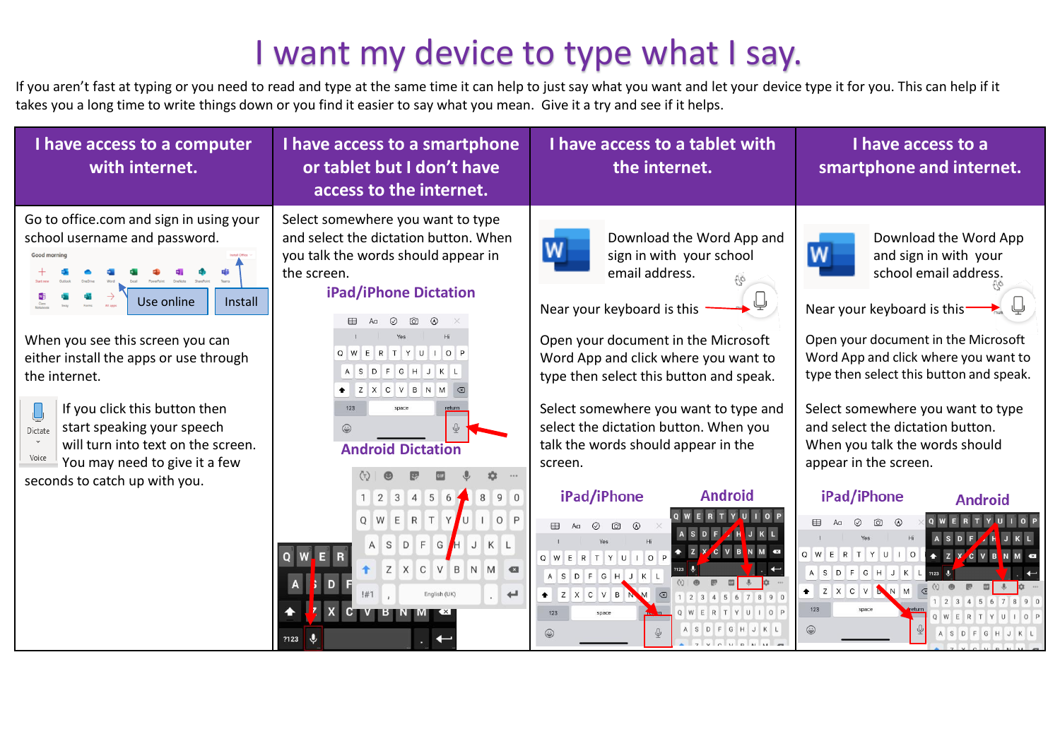# I want my device to type what I say.

If you aren't fast at typing or you need to read and type at the same time it can help to just say what you want and let your device type it for you. This can help if it takes you a long time to write things down or you find it easier to say what you mean. Give it a try and see if it helps.

| I have access to a computer with internet. | I have access to a smartphone or tablet but I don't have access to the internet. | I have access to a tablet with the internet. | I have access to a smartphone and internet. |
|---|---|---|---|
| Go to office.com and sign in using your school username and password. Use online / Install. When you see this screen you can either install the apps or use through the internet. If you click this button (Dictate) then start speaking your speech will turn into text on the screen. You may need to give it a few seconds to catch up with you. | Select somewhere you want to type and select the dictation button. When you talk the words should appear in the screen. **iPad/iPhone Dictation** **Android Dictation** | Download the Word App and sign in with your school email address. Near your keyboard is this. Open your document in the Microsoft Word App and click where you want to type then select this button and speak. Select somewhere you want to type and select the dictation button. When you talk the words should appear in the screen. **iPad/iPhone** **Android** | Download the Word App and sign in with your school email address. Near your keyboard is this. Open your document in the Microsoft Word App and click where you want to type then select this button and speak. Select somewhere you want to type and select the dictation button. When you talk the words should appear in the screen. **iPad/iPhone** **Android** |